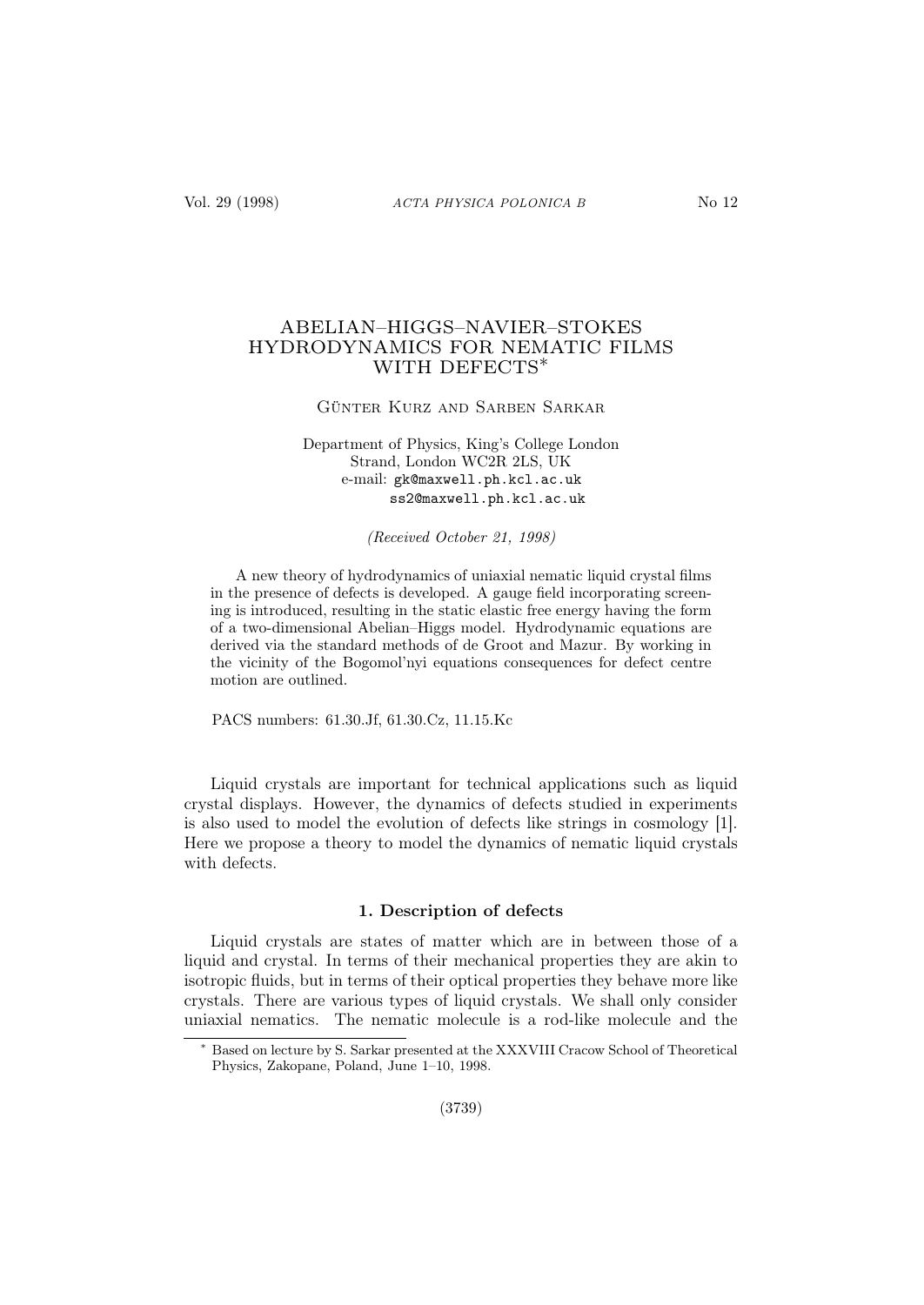# ABELIAN–HIGGS–NAVIER–STOKES HYDRODYNAMICS FOR NEMATIC FILMS WITH DEFECTS*

Günter Kurz and Sarben Sarkar

Department of Physics, King's College London
Strand, London WC2R 2LS, UK
e-mail: gk@maxwell.ph.kcl.ac.uk
ss2@maxwell.ph.kcl.ac.uk

*(Received October 21, 1998)*

A new theory of hydrodynamics of uniaxial nematic liquid crystal films in the presence of defects is developed. A gauge field incorporating screening is introduced, resulting in the static elastic free energy having the form of a two-dimensional Abelian–Higgs model. Hydrodynamic equations are derived via the standard methods of de Groot and Mazur. By working in the vicinity of the Bogomol'nyi equations consequences for defect centre motion are outlined.

PACS numbers: 61.30.Jf, 61.30.Cz, 11.15.Kc

Liquid crystals are important for technical applications such as liquid crystal displays. However, the dynamics of defects studied in experiments is also used to model the evolution of defects like strings in cosmology [1]. Here we propose a theory to model the dynamics of nematic liquid crystals with defects.

## 1. Description of defects

Liquid crystals are states of matter which are in between those of a liquid and crystal. In terms of their mechanical properties they are akin to isotropic fluids, but in terms of their optical properties they behave more like crystals. There are various types of liquid crystals. We shall only consider uniaxial nematics. The nematic molecule is a rod-like molecule and the

* Based on lecture by S. Sarkar presented at the XXXVIII Cracow School of Theoretical Physics, Zakopane, Poland, June 1–10, 1998.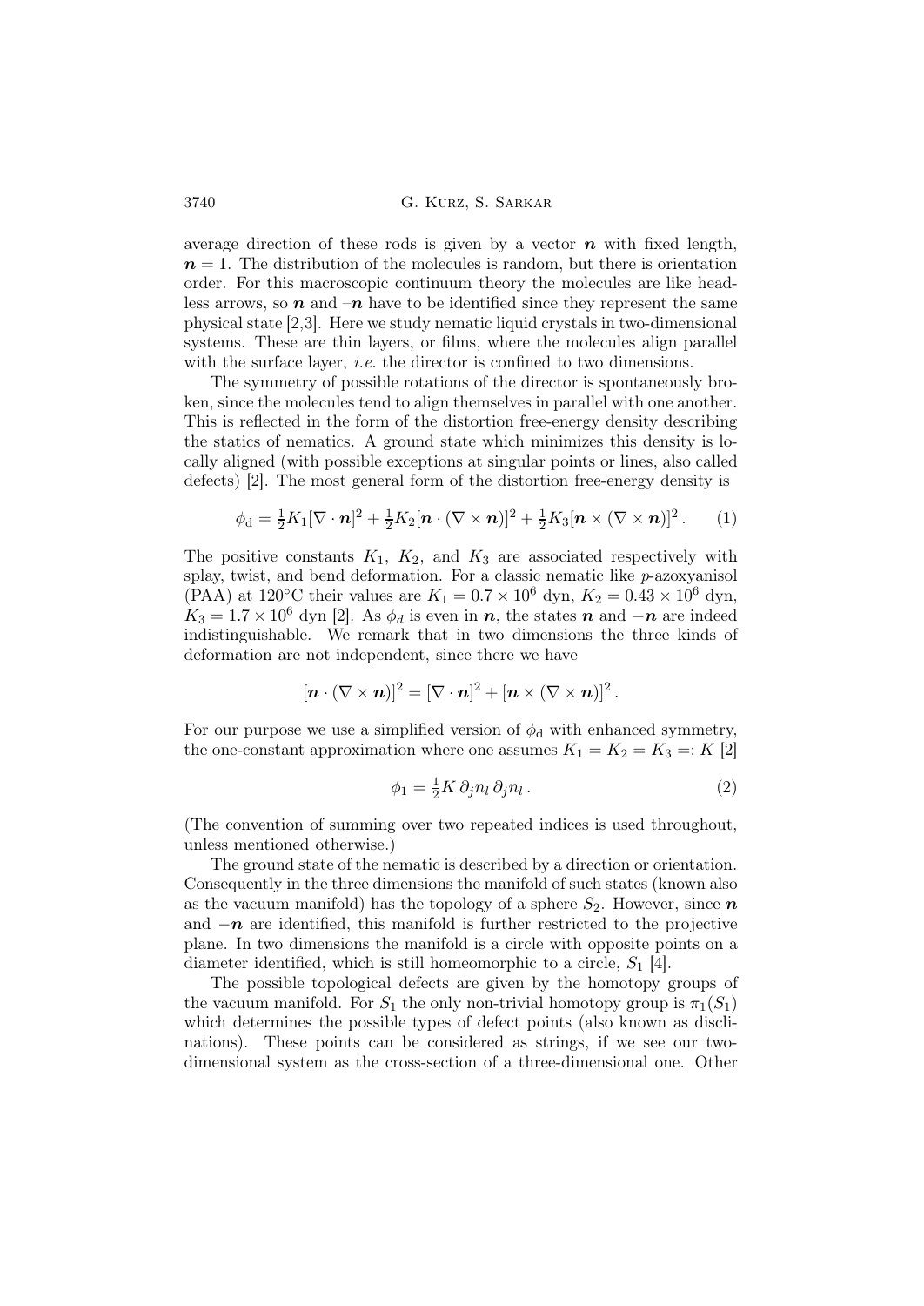average direction of these rods is given by a vector $\boldsymbol{n}$ with fixed length, $\boldsymbol{n} = 1$. The distribution of the molecules is random, but there is orientation order. For this macroscopic continuum theory the molecules are like headless arrows, so $\boldsymbol{n}$ and $-\boldsymbol{n}$ have to be identified since they represent the same physical state [2,3]. Here we study nematic liquid crystals in two-dimensional systems. These are thin layers, or films, where the molecules align parallel with the surface layer, *i.e.* the director is confined to two dimensions.

The symmetry of possible rotations of the director is spontaneously broken, since the molecules tend to align themselves in parallel with one another. This is reflected in the form of the distortion free-energy density describing the statics of nematics. A ground state which minimizes this density is locally aligned (with possible exceptions at singular points or lines, also called defects) [2]. The most general form of the distortion free-energy density is

$$\phi_{\rm d} = \tfrac{1}{2}K_1[\nabla\cdot\boldsymbol{n}]^2 + \tfrac{1}{2}K_2[\boldsymbol{n}\cdot(\nabla\times\boldsymbol{n})]^2 + \tfrac{1}{2}K_3[\boldsymbol{n}\times(\nabla\times\boldsymbol{n})]^2\,. \qquad (1)$$

The positive constants $K_1$, $K_2$, and $K_3$ are associated respectively with splay, twist, and bend deformation. For a classic nematic like *p*-azoxyanisol (PAA) at 120°C their values are $K_1 = 0.7\times10^6$ dyn, $K_2 = 0.43\times10^6$ dyn, $K_3 = 1.7\times10^6$ dyn [2]. As $\phi_d$ is even in $\boldsymbol{n}$, the states $\boldsymbol{n}$ and $-\boldsymbol{n}$ are indeed indistinguishable. We remark that in two dimensions the three kinds of deformation are not independent, since there we have

$$[\boldsymbol{n}\cdot(\nabla\times\boldsymbol{n})]^2 = [\nabla\cdot\boldsymbol{n}]^2 + [\boldsymbol{n}\times(\nabla\times\boldsymbol{n})]^2\,.$$

For our purpose we use a simplified version of $\phi_{\rm d}$ with enhanced symmetry, the one-constant approximation where one assumes $K_1 = K_2 = K_3 =: K$ [2]

$$\phi_1 = \tfrac{1}{2}K\,\partial_j n_l\,\partial_j n_l\,. \qquad (2)$$

(The convention of summing over two repeated indices is used throughout, unless mentioned otherwise.)

The ground state of the nematic is described by a direction or orientation. Consequently in the three dimensions the manifold of such states (known also as the vacuum manifold) has the topology of a sphere $S_2$. However, since $\boldsymbol{n}$ and $-\boldsymbol{n}$ are identified, this manifold is further restricted to the projective plane. In two dimensions the manifold is a circle with opposite points on a diameter identified, which is still homeomorphic to a circle, $S_1$ [4].

The possible topological defects are given by the homotopy groups of the vacuum manifold. For $S_1$ the only non-trivial homotopy group is $\pi_1(S_1)$ which determines the possible types of defect points (also known as disclinations). These points can be considered as strings, if we see our two-dimensional system as the cross-section of a three-dimensional one. Other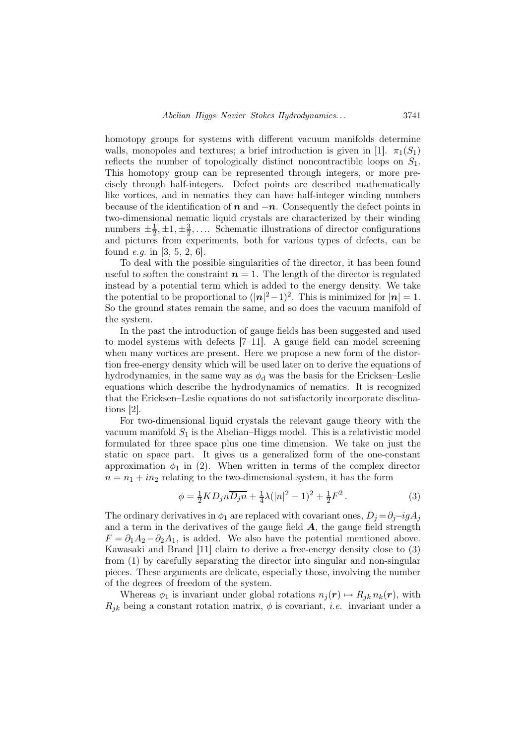homotopy groups for systems with different vacuum manifolds determine walls, monopoles and textures; a brief introduction is given in [1]. $\pi_1(S_1)$ reflects the number of topologically distinct noncontractible loops on $S_1$. This homotopy group can be represented through integers, or more precisely through half-integers. Defect points are described mathematically like vortices, and in nematics they can have half-integer winding numbers because of the identification of $\boldsymbol{n}$ and $-\boldsymbol{n}$. Consequently the defect points in two-dimensional nematic liquid crystals are characterized by their winding numbers $\pm\frac{1}{2}, \pm 1, \pm\frac{3}{2}, \ldots$. Schematic illustrations of director configurations and pictures from experiments, both for various types of defects, can be found *e.g.* in [3, 5, 2, 6].

To deal with the possible singularities of the director, it has been found useful to soften the constraint $\boldsymbol{n} = 1$. The length of the director is regulated instead by a potential term which is added to the energy density. We take the potential to be proportional to $(|\boldsymbol{n}|^2 - 1)^2$. This is minimized for $|\boldsymbol{n}| = 1$. So the ground states remain the same, and so does the vacuum manifold of the system.

In the past the introduction of gauge fields has been suggested and used to model systems with defects [7–11]. A gauge field can model screening when many vortices are present. Here we propose a new form of the distortion free-energy density which will be used later on to derive the equations of hydrodynamics, in the same way as $\phi_{\rm d}$ was the basis for the Ericksen–Leslie equations which describe the hydrodynamics of nematics. It is recognized that the Ericksen–Leslie equations do not satisfactorily incorporate disclinations [2].

For two-dimensional liquid crystals the relevant gauge theory with the vacuum manifold $S_1$ is the Abelian–Higgs model. This is a relativistic model formulated for three space plus one time dimension. We take on just the static on space part. It gives us a generalized form of the one-constant approximation $\phi_1$ in (2). When written in terms of the complex director $n = n_1 + in_2$ relating to the two-dimensional system, it has the form

$$\phi = \tfrac{1}{2} K D_j n \overline{D_j n} + \tfrac{1}{4}\lambda(|n|^2 - 1)^2 + \tfrac{1}{2} F^2 \,. \tag{3}$$

The ordinary derivatives in $\phi_1$ are replaced with covariant ones, $D_j = \partial_j - igA_j$ and a term in the derivatives of the gauge field $\boldsymbol{A}$, the gauge field strength $F = \partial_1 A_2 - \partial_2 A_1$, is added. We also have the potential mentioned above. Kawasaki and Brand [11] claim to derive a free-energy density close to (3) from (1) by carefully separating the director into singular and non-singular pieces. These arguments are delicate, especially those, involving the number of the degrees of freedom of the system.

Whereas $\phi_1$ is invariant under global rotations $n_j(\boldsymbol{r}) \mapsto R_{jk}\, n_k(\boldsymbol{r})$, with $R_{jk}$ being a constant rotation matrix, $\phi$ is covariant, *i.e.* invariant under a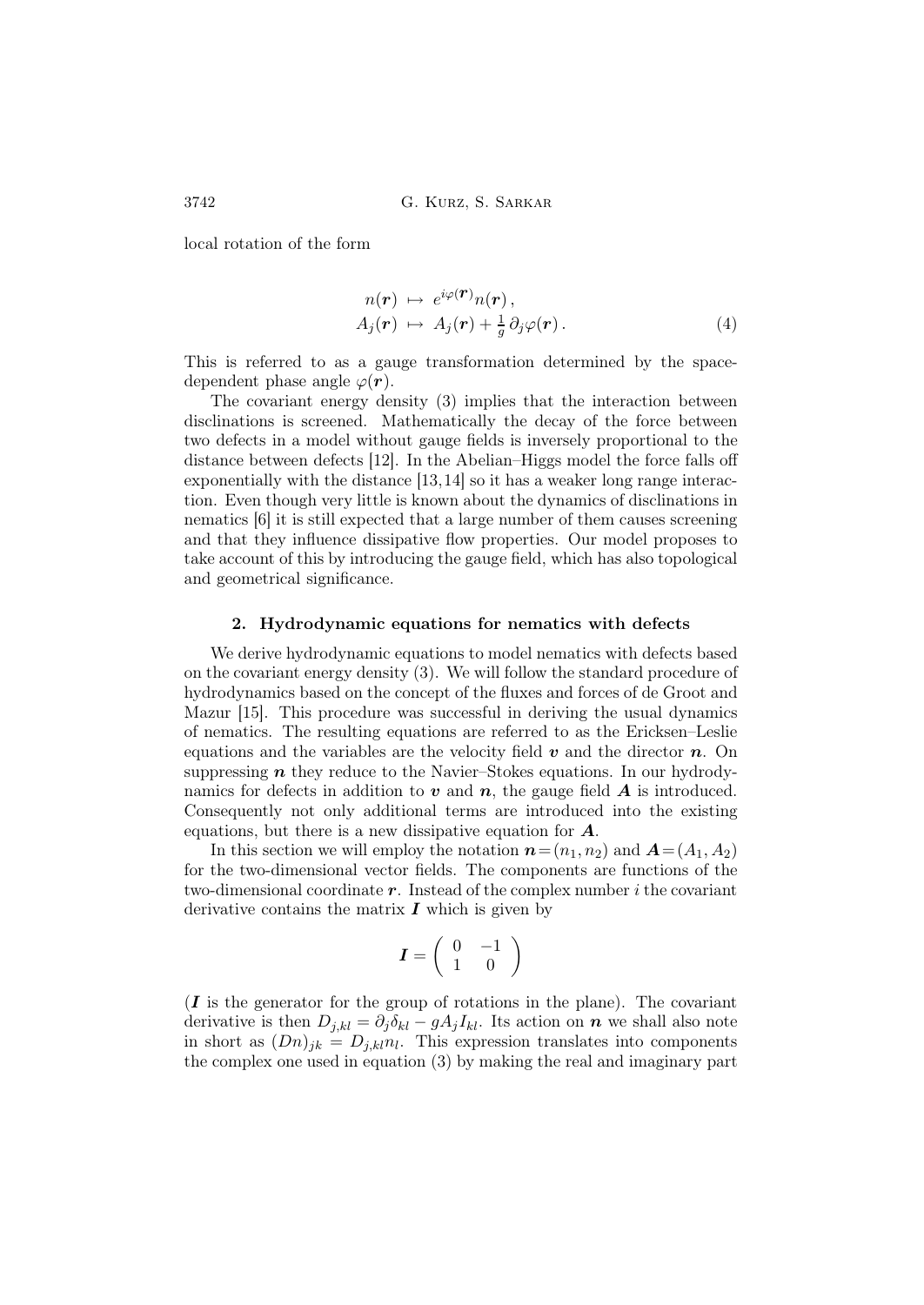local rotation of the form

$$
\begin{aligned}
n(\boldsymbol{r}) &\mapsto e^{i\varphi(\boldsymbol{r})}n(\boldsymbol{r})\,, \\
A_j(\boldsymbol{r}) &\mapsto A_j(\boldsymbol{r}) + \tfrac{1}{g}\,\partial_j\varphi(\boldsymbol{r})\,.
\end{aligned}
\tag{4}
$$

This is referred to as a gauge transformation determined by the space-dependent phase angle $\varphi(\boldsymbol{r})$.

The covariant energy density (3) implies that the interaction between disclinations is screened. Mathematically the decay of the force between two defects in a model without gauge fields is inversely proportional to the distance between defects [12]. In the Abelian–Higgs model the force falls off exponentially with the distance [13,14] so it has a weaker long range interaction. Even though very little is known about the dynamics of disclinations in nematics [6] it is still expected that a large number of them causes screening and that they influence dissipative flow properties. Our model proposes to take account of this by introducing the gauge field, which has also topological and geometrical significance.

## 2. Hydrodynamic equations for nematics with defects

We derive hydrodynamic equations to model nematics with defects based on the covariant energy density (3). We will follow the standard procedure of hydrodynamics based on the concept of the fluxes and forces of de Groot and Mazur [15]. This procedure was successful in deriving the usual dynamics of nematics. The resulting equations are referred to as the Ericksen–Leslie equations and the variables are the velocity field $\boldsymbol{v}$ and the director $\boldsymbol{n}$. On suppressing $\boldsymbol{n}$ they reduce to the Navier–Stokes equations. In our hydrodynamics for defects in addition to $\boldsymbol{v}$ and $\boldsymbol{n}$, the gauge field $\boldsymbol{A}$ is introduced. Consequently not only additional terms are introduced into the existing equations, but there is a new dissipative equation for $\boldsymbol{A}$.

In this section we will employ the notation $\boldsymbol{n}=(n_1,n_2)$ and $\boldsymbol{A}=(A_1,A_2)$ for the two-dimensional vector fields. The components are functions of the two-dimensional coordinate $\boldsymbol{r}$. Instead of the complex number $i$ the covariant derivative contains the matrix $\boldsymbol{I}$ which is given by

$$
\boldsymbol{I} = \begin{pmatrix} 0 & -1 \\ 1 & 0 \end{pmatrix}
$$

($\boldsymbol{I}$ is the generator for the group of rotations in the plane). The covariant derivative is then $D_{j,kl} = \partial_j\delta_{kl} - gA_jI_{kl}$. Its action on $\boldsymbol{n}$ we shall also note in short as $(Dn)_{jk} = D_{j,kl}n_l$. This expression translates into components the complex one used in equation (3) by making the real and imaginary part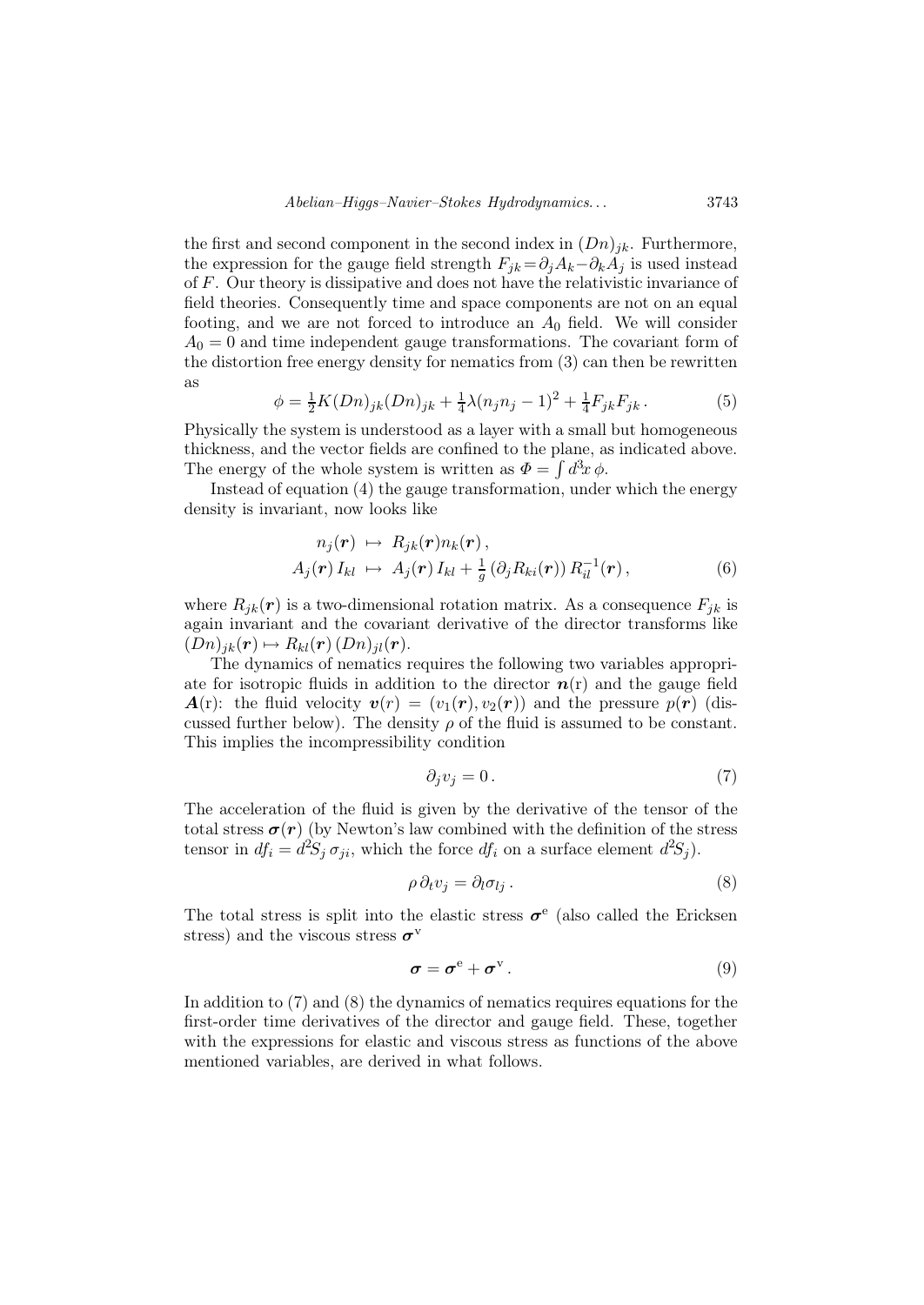the first and second component in the second index in $(Dn)_{jk}$. Furthermore, the expression for the gauge field strength $F_{jk}=\partial_j A_k-\partial_k A_j$ is used instead of $F$. Our theory is dissipative and does not have the relativistic invariance of field theories. Consequently time and space components are not on an equal footing, and we are not forced to introduce an $A_0$ field. We will consider $A_0 = 0$ and time independent gauge transformations. The covariant form of the distortion free energy density for nematics from (3) can then be rewritten as

$$\phi = \tfrac{1}{2}K(Dn)_{jk}(Dn)_{jk} + \tfrac{1}{4}\lambda(n_j n_j - 1)^2 + \tfrac{1}{4}F_{jk}F_{jk}\,. \tag{5}$$

Physically the system is understood as a layer with a small but homogeneous thickness, and the vector fields are confined to the plane, as indicated above. The energy of the whole system is written as $\Phi = \int d^3x\, \phi$.

Instead of equation (4) the gauge transformation, under which the energy density is invariant, now looks like

$$\begin{aligned} n_j(\boldsymbol{r}) &\mapsto R_{jk}(\boldsymbol{r})n_k(\boldsymbol{r})\,, \\ A_j(\boldsymbol{r})\,I_{kl} &\mapsto A_j(\boldsymbol{r})\,I_{kl} + \tfrac{1}{g}\left(\partial_j R_{ki}(\boldsymbol{r})\right)R^{-1}_{il}(\boldsymbol{r})\,, \end{aligned} \tag{6}$$

where $R_{jk}(\boldsymbol{r})$ is a two-dimensional rotation matrix. As a consequence $F_{jk}$ is again invariant and the covariant derivative of the director transforms like $(Dn)_{jk}(\boldsymbol{r}) \mapsto R_{kl}(\boldsymbol{r})\,(Dn)_{jl}(\boldsymbol{r})$.

The dynamics of nematics requires the following two variables appropriate for isotropic fluids in addition to the director $\boldsymbol{n}(\mathrm{r})$ and the gauge field $\boldsymbol{A}(\mathrm{r})$: the fluid velocity $\boldsymbol{v}(r) = (v_1(\boldsymbol{r}), v_2(\boldsymbol{r}))$ and the pressure $p(\boldsymbol{r})$ (discussed further below). The density $\rho$ of the fluid is assumed to be constant. This implies the incompressibility condition

$$\partial_j v_j = 0\,. \tag{7}$$

The acceleration of the fluid is given by the derivative of the tensor of the total stress $\boldsymbol{\sigma}(\boldsymbol{r})$ (by Newton's law combined with the definition of the stress tensor in $df_i = d^2S_j\,\sigma_{ji}$, which the force $df_i$ on a surface element $d^2S_j$).

$$\rho\,\partial_t v_j = \partial_l \sigma_{lj}\,. \tag{8}$$

The total stress is split into the elastic stress $\boldsymbol{\sigma}^{\mathrm{e}}$ (also called the Ericksen stress) and the viscous stress $\boldsymbol{\sigma}^{\mathrm{v}}$

$$\boldsymbol{\sigma} = \boldsymbol{\sigma}^{\mathrm{e}} + \boldsymbol{\sigma}^{\mathrm{v}}\,. \tag{9}$$

In addition to (7) and (8) the dynamics of nematics requires equations for the first-order time derivatives of the director and gauge field. These, together with the expressions for elastic and viscous stress as functions of the above mentioned variables, are derived in what follows.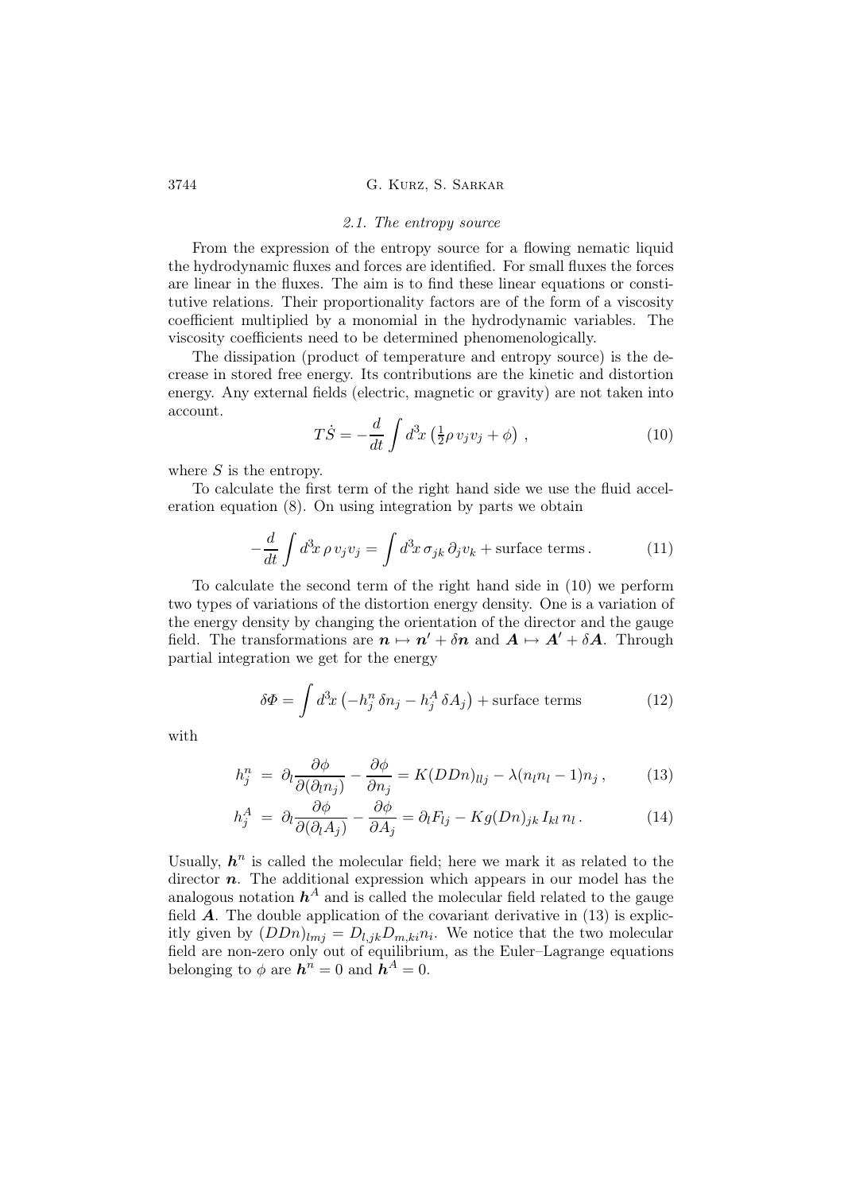### 2.1. The entropy source

From the expression of the entropy source for a flowing nematic liquid the hydrodynamic fluxes and forces are identified. For small fluxes the forces are linear in the fluxes. The aim is to find these linear equations or constitutive relations. Their proportionality factors are of the form of a viscosity coefficient multiplied by a monomial in the hydrodynamic variables. The viscosity coefficients need to be determined phenomenologically.

The dissipation (product of temperature and entropy source) is the decrease in stored free energy. Its contributions are the kinetic and distortion energy. Any external fields (electric, magnetic or gravity) are not taken into account.

$$T\dot{S} = -\frac{d}{dt}\int d^3x \left(\tfrac{1}{2}\rho\, v_j v_j + \phi\right), \tag{10}$$

where $S$ is the entropy.

To calculate the first term of the right hand side we use the fluid acceleration equation (8). On using integration by parts we obtain

$$-\frac{d}{dt}\int d^3x\, \rho\, v_j v_j = \int d^3x\, \sigma_{jk}\, \partial_j v_k + \text{surface terms}. \tag{11}$$

To calculate the second term of the right hand side in (10) we perform two types of variations of the distortion energy density. One is a variation of the energy density by changing the orientation of the director and the gauge field. The transformations are $\boldsymbol{n} \mapsto \boldsymbol{n}' + \delta\boldsymbol{n}$ and $\boldsymbol{A} \mapsto \boldsymbol{A}' + \delta\boldsymbol{A}$. Through partial integration we get for the energy

$$\delta\Phi = \int d^3x \left(-h^n_j\, \delta n_j - h^A_j\, \delta A_j\right) + \text{surface terms} \tag{12}$$

with

$$h^n_j = \partial_l \frac{\partial\phi}{\partial(\partial_l n_j)} - \frac{\partial\phi}{\partial n_j} = K(DDn)_{llj} - \lambda(n_l n_l - 1)n_j, \tag{13}$$

$$h^A_j = \partial_l \frac{\partial\phi}{\partial(\partial_l A_j)} - \frac{\partial\phi}{\partial A_j} = \partial_l F_{lj} - Kg(Dn)_{jk}\, I_{kl}\, n_l. \tag{14}$$

Usually, $\boldsymbol{h}^n$ is called the molecular field; here we mark it as related to the director $\boldsymbol{n}$. The additional expression which appears in our model has the analogous notation $\boldsymbol{h}^A$ and is called the molecular field related to the gauge field $\boldsymbol{A}$. The double application of the covariant derivative in (13) is explicitly given by $(DDn)_{lmj} = D_{l,jk} D_{m,ki} n_i$. We notice that the two molecular field are non-zero only out of equilibrium, as the Euler–Lagrange equations belonging to $\phi$ are $\boldsymbol{h}^n = 0$ and $\boldsymbol{h}^A = 0$.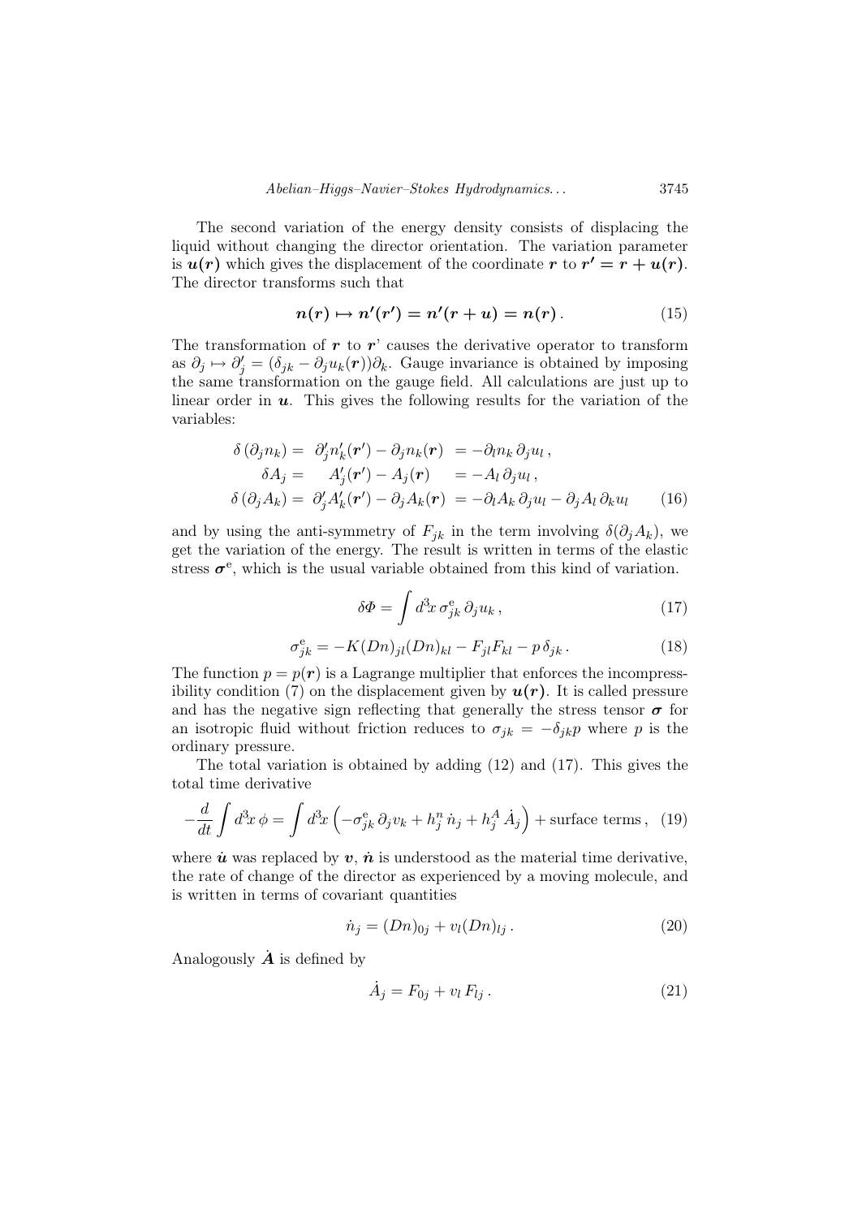The second variation of the energy density consists of displacing the liquid without changing the director orientation. The variation parameter is $\boldsymbol{u(r)}$ which gives the displacement of the coordinate $\boldsymbol{r}$ to $\boldsymbol{r' = r + u(r)}$. The director transforms such that

$$\boldsymbol{n(r) \mapsto n'(r') = n'(r+u) = n(r)}\,. \tag{15}$$

The transformation of $\boldsymbol{r}$ to $\boldsymbol{r}$' causes the derivative operator to transform as $\partial_j \mapsto \partial'_j = (\delta_{jk} - \partial_j u_k(\boldsymbol{r}))\partial_k$. Gauge invariance is obtained by imposing the same transformation on the gauge field. All calculations are just up to linear order in $\boldsymbol{u}$. This gives the following results for the variation of the variables:

$$\begin{aligned}
\delta\left(\partial_j n_k\right) &= \partial'_j n'_k(\boldsymbol{r}') - \partial_j n_k(\boldsymbol{r}) &&= -\partial_l n_k\, \partial_j u_l\,,\\
\delta A_j &= A'_j(\boldsymbol{r}') - A_j(\boldsymbol{r}) &&= -A_l\, \partial_j u_l\,,\\
\delta\left(\partial_j A_k\right) &= \partial'_j A'_k(\boldsymbol{r}') - \partial_j A_k(\boldsymbol{r}) &&= -\partial_l A_k\, \partial_j u_l - \partial_j A_l\, \partial_k u_l
\end{aligned} \tag{16}$$

and by using the anti-symmetry of $F_{jk}$ in the term involving $\delta(\partial_j A_k)$, we get the variation of the energy. The result is written in terms of the elastic stress $\boldsymbol{\sigma}^{\mathrm{e}}$, which is the usual variable obtained from this kind of variation.

$$\delta\Phi = \int d^3x\, \sigma^{\mathrm{e}}_{jk}\, \partial_j u_k\,, \tag{17}$$

$$\sigma^{\mathrm{e}}_{jk} = -K(Dn)_{jl}(Dn)_{kl} - F_{jl}F_{kl} - p\,\delta_{jk}\,. \tag{18}$$

The function $p = p(\boldsymbol{r})$ is a Lagrange multiplier that enforces the incompressibility condition (7) on the displacement given by $\boldsymbol{u(r)}$. It is called pressure and has the negative sign reflecting that generally the stress tensor $\boldsymbol{\sigma}$ for an isotropic fluid without friction reduces to $\sigma_{jk} = -\delta_{jk}p$ where $p$ is the ordinary pressure.

The total variation is obtained by adding (12) and (17). This gives the total time derivative

$$-\frac{d}{dt}\int d^3x\, \phi = \int d^3x \left(-\sigma^{\mathrm{e}}_{jk}\, \partial_j v_k + h^n_j\, \dot{n}_j + h^A_j\, \dot{A}_j\right) + \text{surface terms}\,, \tag{19}$$

where $\dot{\boldsymbol{u}}$ was replaced by $\boldsymbol{v}$, $\dot{\boldsymbol{n}}$ is understood as the material time derivative, the rate of change of the director as experienced by a moving molecule, and is written in terms of covariant quantities

$$\dot{n}_j = (Dn)_{0j} + v_l (Dn)_{lj}\,. \tag{20}$$

Analogously $\dot{\boldsymbol{A}}$ is defined by

$$\dot{A}_j = F_{0j} + v_l\, F_{lj}\,. \tag{21}$$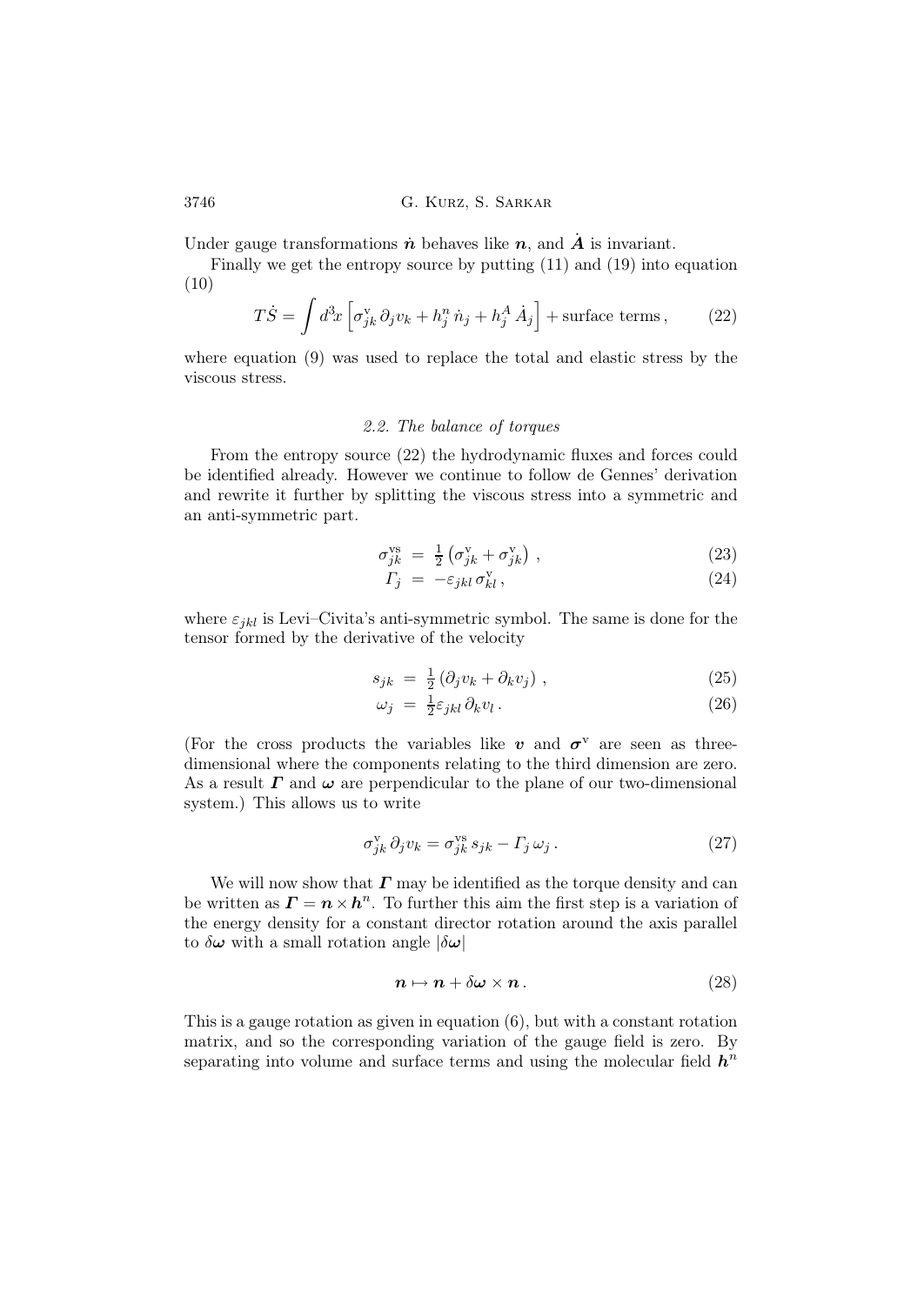Under gauge transformations $\dot{\boldsymbol{n}}$ behaves like $\boldsymbol{n}$, and $\dot{\boldsymbol{A}}$ is invariant.

Finally we get the entropy source by putting (11) and (19) into equation (10)

$$T\dot{S} = \int d^3x \left[ \sigma^{\mathrm{v}}_{jk} \, \partial_j v_k + h^n_j \, \dot{n}_j + h^A_j \, \dot{A}_j \right] + \text{surface terms} \,, \tag{22}$$

where equation (9) was used to replace the total and elastic stress by the viscous stress.

### 2.2. The balance of torques

From the entropy source (22) the hydrodynamic fluxes and forces could be identified already. However we continue to follow de Gennes' derivation and rewrite it further by splitting the viscous stress into a symmetric and an anti-symmetric part.

$$\sigma^{\mathrm{vs}}_{jk} = \tfrac{1}{2}\left(\sigma^{\mathrm{v}}_{jk} + \sigma^{\mathrm{v}}_{jk}\right) , \tag{23}$$

$$\mathit{\Gamma}_j = -\varepsilon_{jkl} \, \sigma^{\mathrm{v}}_{kl} \,, \tag{24}$$

where $\varepsilon_{jkl}$ is Levi–Civita's anti-symmetric symbol. The same is done for the tensor formed by the derivative of the velocity

$$s_{jk} = \tfrac{1}{2}\left(\partial_j v_k + \partial_k v_j\right) , \tag{25}$$

$$\omega_j = \tfrac{1}{2}\varepsilon_{jkl} \, \partial_k v_l \,. \tag{26}$$

(For the cross products the variables like $\boldsymbol{v}$ and $\boldsymbol{\sigma}^{\mathrm{v}}$ are seen as three-dimensional where the components relating to the third dimension are zero. As a result $\boldsymbol{\mathit{\Gamma}}$ and $\boldsymbol{\omega}$ are perpendicular to the plane of our two-dimensional system.) This allows us to write

$$\sigma^{\mathrm{v}}_{jk} \, \partial_j v_k = \sigma^{\mathrm{vs}}_{jk} \, s_{jk} - \mathit{\Gamma}_j \, \omega_j \,. \tag{27}$$

We will now show that $\boldsymbol{\mathit{\Gamma}}$ may be identified as the torque density and can be written as $\boldsymbol{\mathit{\Gamma}} = \boldsymbol{n} \times \boldsymbol{h}^n$. To further this aim the first step is a variation of the energy density for a constant director rotation around the axis parallel to $\delta\boldsymbol{\omega}$ with a small rotation angle $|\delta\boldsymbol{\omega}|$

$$\boldsymbol{n} \mapsto \boldsymbol{n} + \delta\boldsymbol{\omega} \times \boldsymbol{n} \,. \tag{28}$$

This is a gauge rotation as given in equation (6), but with a constant rotation matrix, and so the corresponding variation of the gauge field is zero. By separating into volume and surface terms and using the molecular field $\boldsymbol{h}^n$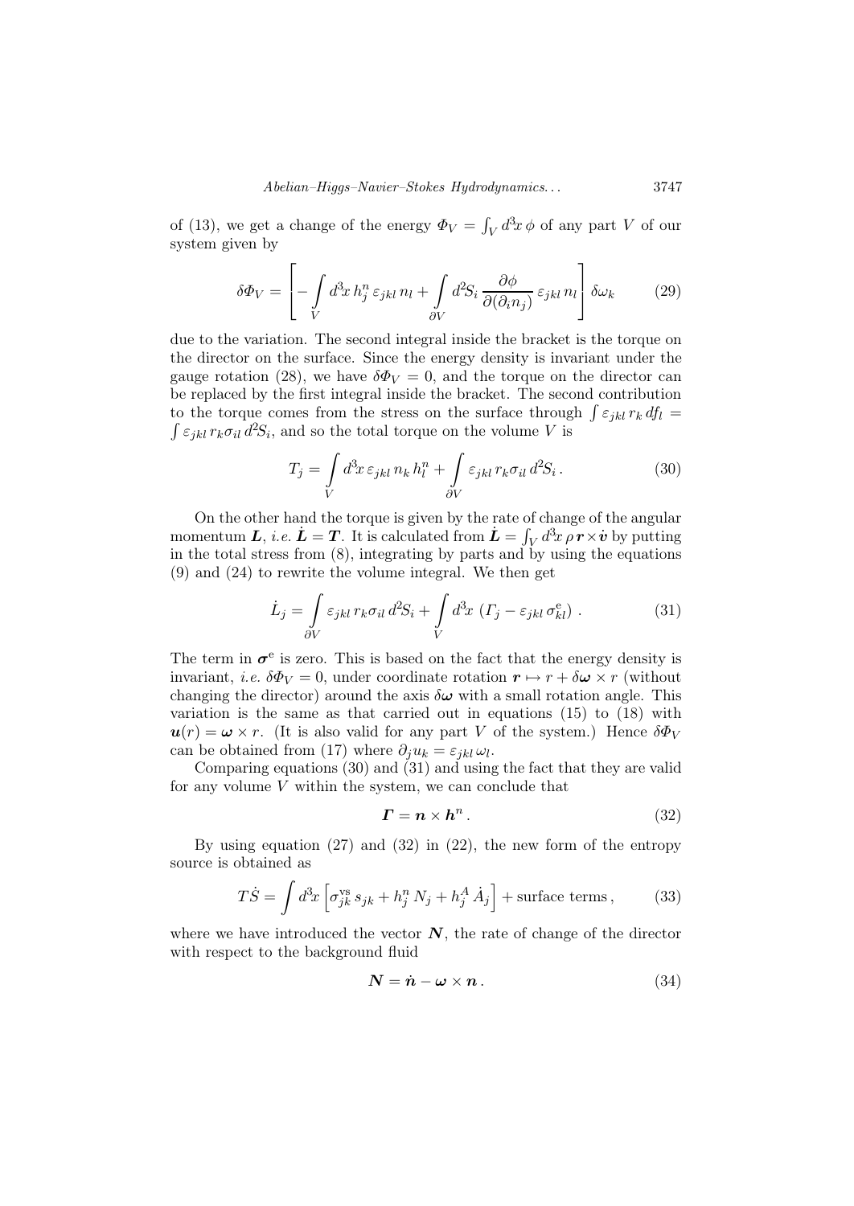of (13), we get a change of the energy $\Phi_V = \int_V d^3x\, \phi$ of any part $V$ of our system given by

$$\delta\Phi_V = \left[ -\int\limits_V d^3x\, h_j^n\, \varepsilon_{jkl}\, n_l + \int\limits_{\partial V} d^2S_i\, \frac{\partial \phi}{\partial(\partial_i n_j)}\, \varepsilon_{jkl}\, n_l \right] \delta\omega_k \tag{29}$$

due to the variation. The second integral inside the bracket is the torque on the director on the surface. Since the energy density is invariant under the gauge rotation (28), we have $\delta\Phi_V = 0$, and the torque on the director can be replaced by the first integral inside the bracket. The second contribution to the torque comes from the stress on the surface through $\int \varepsilon_{jkl}\, r_k\, df_l = \int \varepsilon_{jkl}\, r_k \sigma_{il}\, d^2S_i$, and so the total torque on the volume $V$ is

$$T_j = \int\limits_V d^3x\, \varepsilon_{jkl}\, n_k\, h_l^n + \int\limits_{\partial V} \varepsilon_{jkl}\, r_k \sigma_{il}\, d^2S_i\,. \tag{30}$$

On the other hand the torque is given by the rate of change of the angular momentum $\boldsymbol{L}$, *i.e.* $\dot{\boldsymbol{L}} = \boldsymbol{T}$. It is calculated from $\dot{\boldsymbol{L}} = \int_V d^3x\, \rho\, \boldsymbol{r} \times \dot{\boldsymbol{v}}$ by putting in the total stress from (8), integrating by parts and by using the equations (9) and (24) to rewrite the volume integral. We then get

$$\dot{L}_j = \int\limits_{\partial V} \varepsilon_{jkl}\, r_k \sigma_{il}\, d^2S_i + \int\limits_V d^3x\, \left( \Gamma_j - \varepsilon_{jkl}\, \sigma_{kl}^{\mathrm{e}} \right). \tag{31}$$

The term in $\boldsymbol{\sigma}^{\mathrm{e}}$ is zero. This is based on the fact that the energy density is invariant, *i.e.* $\delta\Phi_V = 0$, under coordinate rotation $\boldsymbol{r} \mapsto r + \delta\boldsymbol{\omega} \times r$ (without changing the director) around the axis $\delta\boldsymbol{\omega}$ with a small rotation angle. This variation is the same as that carried out in equations (15) to (18) with $\boldsymbol{u}(r) = \boldsymbol{\omega} \times r$. (It is also valid for any part $V$ of the system.) Hence $\delta\Phi_V$ can be obtained from (17) where $\partial_j u_k = \varepsilon_{jkl}\, \omega_l$.

Comparing equations (30) and (31) and using the fact that they are valid for any volume $V$ within the system, we can conclude that

$$\boldsymbol{\Gamma} = \boldsymbol{n} \times \boldsymbol{h}^n\,. \tag{32}$$

By using equation (27) and (32) in (22), the new form of the entropy source is obtained as

$$T\dot{S} = \int d^3x \left[ \sigma_{jk}^{\mathrm{vs}}\, s_{jk} + h_j^n\, N_j + h_j^A\, \dot{A}_j \right] + \text{surface terms}\,, \tag{33}$$

where we have introduced the vector $\boldsymbol{N}$, the rate of change of the director with respect to the background fluid

$$\boldsymbol{N} = \dot{\boldsymbol{n}} - \boldsymbol{\omega} \times \boldsymbol{n}\,. \tag{34}$$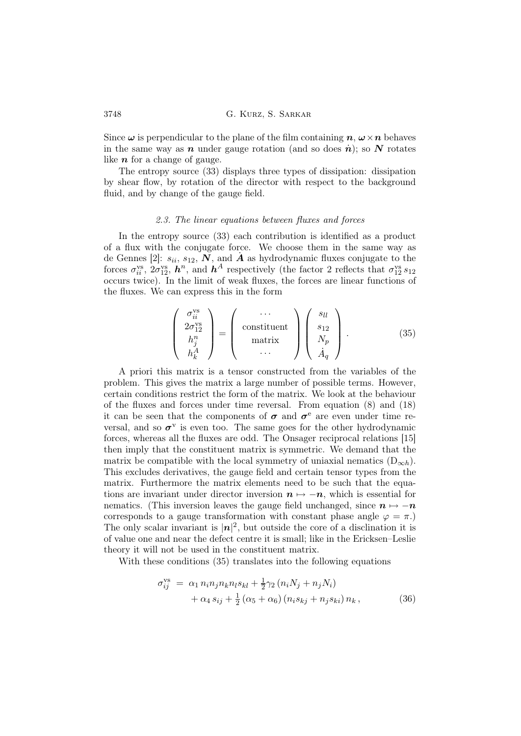Since $\boldsymbol{\omega}$ is perpendicular to the plane of the film containing $\boldsymbol{n}$, $\boldsymbol{\omega} \times \boldsymbol{n}$ behaves in the same way as $\boldsymbol{n}$ under gauge rotation (and so does $\dot{\boldsymbol{n}}$); so $\boldsymbol{N}$ rotates like $\boldsymbol{n}$ for a change of gauge.

The entropy source (33) displays three types of dissipation: dissipation by shear flow, by rotation of the director with respect to the background fluid, and by change of the gauge field.

### 2.3. The linear equations between fluxes and forces

In the entropy source (33) each contribution is identified as a product of a flux with the conjugate force. We choose them in the same way as de Gennes [2]: $s_{ii}$, $s_{12}$, $\boldsymbol{N}$, and $\dot{\boldsymbol{A}}$ as hydrodynamic fluxes conjugate to the forces $\sigma^{\mathrm{vs}}_{ii}$, $2\sigma^{\mathrm{vs}}_{12}$, $\boldsymbol{h}^n$, and $\boldsymbol{h}^A$ respectively (the factor 2 reflects that $\sigma^{\mathrm{vs}}_{12}\, s_{12}$ occurs twice). In the limit of weak fluxes, the forces are linear functions of the fluxes. We can express this in the form

$$
\begin{pmatrix} \sigma^{\mathrm{vs}}_{ii} \\ 2\sigma^{\mathrm{vs}}_{12} \\ h^n_j \\ h^A_k \end{pmatrix} = \begin{pmatrix} \cdots \\ \text{constituent} \\ \text{matrix} \\ \cdots \end{pmatrix} \begin{pmatrix} s_{ll} \\ s_{12} \\ N_p \\ \dot{A}_q \end{pmatrix} . \tag{35}
$$

A priori this matrix is a tensor constructed from the variables of the problem. This gives the matrix a large number of possible terms. However, certain conditions restrict the form of the matrix. We look at the behaviour of the fluxes and forces under time reversal. From equation (8) and (18) it can be seen that the components of $\boldsymbol{\sigma}$ and $\boldsymbol{\sigma}^{\mathrm{e}}$ are even under time reversal, and so $\boldsymbol{\sigma}^{\mathrm{v}}$ is even too. The same goes for the other hydrodynamic forces, whereas all the fluxes are odd. The Onsager reciprocal relations [15] then imply that the constituent matrix is symmetric. We demand that the matrix be compatible with the local symmetry of uniaxial nematics ($\mathrm{D}_{\infty h}$). This excludes derivatives, the gauge field and certain tensor types from the matrix. Furthermore the matrix elements need to be such that the equations are invariant under director inversion $\boldsymbol{n} \mapsto -\boldsymbol{n}$, which is essential for nematics. (This inversion leaves the gauge field unchanged, since $\boldsymbol{n} \mapsto -\boldsymbol{n}$ corresponds to a gauge transformation with constant phase angle $\varphi = \pi$.) The only scalar invariant is $|\boldsymbol{n}|^2$, but outside the core of a disclination it is of value one and near the defect centre it is small; like in the Ericksen–Leslie theory it will not be used in the constituent matrix.

With these conditions (35) translates into the following equations

$$
\begin{aligned}
\sigma^{\mathrm{vs}}_{ij} \; = \; & \alpha_1\, n_i n_j n_k n_l s_{kl} + \tfrac{1}{2}\gamma_2 \left(n_i N_j + n_j N_i\right) \\
& + \alpha_4\, s_{ij} + \tfrac{1}{2}\left(\alpha_5 + \alpha_6\right)\left(n_i s_{kj} + n_j s_{ki}\right) n_k \, ,
\end{aligned} \tag{36}
$$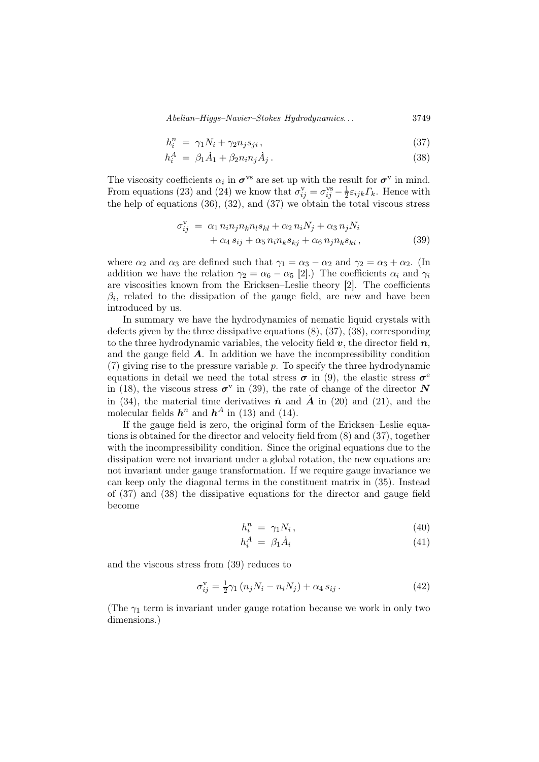$$h_i^n = \gamma_1 N_i + \gamma_2 n_j s_{ji}\,, \tag{37}$$

$$h_i^A = \beta_1 \dot{A}_1 + \beta_2 n_i n_j \dot{A}_j\,. \tag{38}$$

The viscosity coefficients $\alpha_i$ in $\boldsymbol{\sigma}^{\rm vs}$ are set up with the result for $\boldsymbol{\sigma}^{\rm v}$ in mind. From equations (23) and (24) we know that $\sigma_{ij}^{\rm v} = \sigma_{ij}^{\rm vs} - \frac{1}{2}\varepsilon_{ijk}\Gamma_k$. Hence with the help of equations (36), (32), and (37) we obtain the total viscous stress

$$\sigma_{ij}^{\rm v} = \alpha_1\, n_i n_j n_k n_l s_{kl} + \alpha_2\, n_i N_j + \alpha_3\, n_j N_i + \alpha_4\, s_{ij} + \alpha_5\, n_i n_k s_{kj} + \alpha_6\, n_j n_k s_{ki}\,, \tag{39}$$

where $\alpha_2$ and $\alpha_3$ are defined such that $\gamma_1 = \alpha_3 - \alpha_2$ and $\gamma_2 = \alpha_3 + \alpha_2$. (In addition we have the relation $\gamma_2 = \alpha_6 - \alpha_5$ [2].) The coefficients $\alpha_i$ and $\gamma_i$ are viscosities known from the Ericksen–Leslie theory [2]. The coefficients $\beta_i$, related to the dissipation of the gauge field, are new and have been introduced by us.

In summary we have the hydrodynamics of nematic liquid crystals with defects given by the three dissipative equations (8), (37), (38), corresponding to the three hydrodynamic variables, the velocity field $\boldsymbol{v}$, the director field $\boldsymbol{n}$, and the gauge field $\boldsymbol{A}$. In addition we have the incompressibility condition (7) giving rise to the pressure variable $p$. To specify the three hydrodynamic equations in detail we need the total stress $\boldsymbol{\sigma}$ in (9), the elastic stress $\boldsymbol{\sigma}^{\rm e}$ in (18), the viscous stress $\boldsymbol{\sigma}^{\rm v}$ in (39), the rate of change of the director $\boldsymbol{N}$ in (34), the material time derivatives $\dot{\boldsymbol{n}}$ and $\dot{\boldsymbol{A}}$ in (20) and (21), and the molecular fields $\boldsymbol{h}^n$ and $\boldsymbol{h}^A$ in (13) and (14).

If the gauge field is zero, the original form of the Ericksen–Leslie equations is obtained for the director and velocity field from (8) and (37), together with the incompressibility condition. Since the original equations due to the dissipation were not invariant under a global rotation, the new equations are not invariant under gauge transformation. If we require gauge invariance we can keep only the diagonal terms in the constituent matrix in (35). Instead of (37) and (38) the dissipative equations for the director and gauge field become

$$h_i^n = \gamma_1 N_i\,, \tag{40}$$

$$h_i^A = \beta_1 \dot{A}_i \tag{41}$$

and the viscous stress from (39) reduces to

$$\sigma_{ij}^{\rm v} = \tfrac{1}{2}\gamma_1\,(n_j N_i - n_i N_j) + \alpha_4\, s_{ij}\,. \tag{42}$$

(The $\gamma_1$ term is invariant under gauge rotation because we work in only two dimensions.)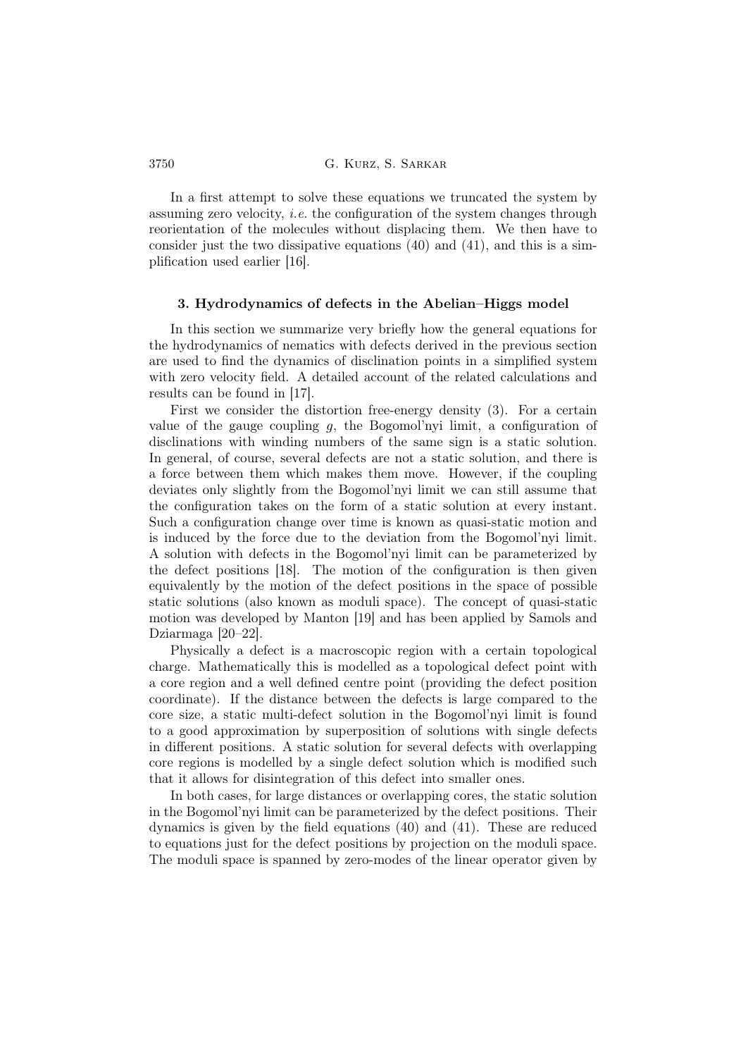In a first attempt to solve these equations we truncated the system by assuming zero velocity, *i.e.* the configuration of the system changes through reorientation of the molecules without displacing them. We then have to consider just the two dissipative equations (40) and (41), and this is a simplification used earlier [16].

### 3. Hydrodynamics of defects in the Abelian–Higgs model

In this section we summarize very briefly how the general equations for the hydrodynamics of nematics with defects derived in the previous section are used to find the dynamics of disclination points in a simplified system with zero velocity field. A detailed account of the related calculations and results can be found in [17].

First we consider the distortion free-energy density (3). For a certain value of the gauge coupling $g$, the Bogomol'nyi limit, a configuration of disclinations with winding numbers of the same sign is a static solution. In general, of course, several defects are not a static solution, and there is a force between them which makes them move. However, if the coupling deviates only slightly from the Bogomol'nyi limit we can still assume that the configuration takes on the form of a static solution at every instant. Such a configuration change over time is known as quasi-static motion and is induced by the force due to the deviation from the Bogomol'nyi limit. A solution with defects in the Bogomol'nyi limit can be parameterized by the defect positions [18]. The motion of the configuration is then given equivalently by the motion of the defect positions in the space of possible static solutions (also known as moduli space). The concept of quasi-static motion was developed by Manton [19] and has been applied by Samols and Dziarmaga [20–22].

Physically a defect is a macroscopic region with a certain topological charge. Mathematically this is modelled as a topological defect point with a core region and a well defined centre point (providing the defect position coordinate). If the distance between the defects is large compared to the core size, a static multi-defect solution in the Bogomol'nyi limit is found to a good approximation by superposition of solutions with single defects in different positions. A static solution for several defects with overlapping core regions is modelled by a single defect solution which is modified such that it allows for disintegration of this defect into smaller ones.

In both cases, for large distances or overlapping cores, the static solution in the Bogomol'nyi limit can be parameterized by the defect positions. Their dynamics is given by the field equations (40) and (41). These are reduced to equations just for the defect positions by projection on the moduli space. The moduli space is spanned by zero-modes of the linear operator given by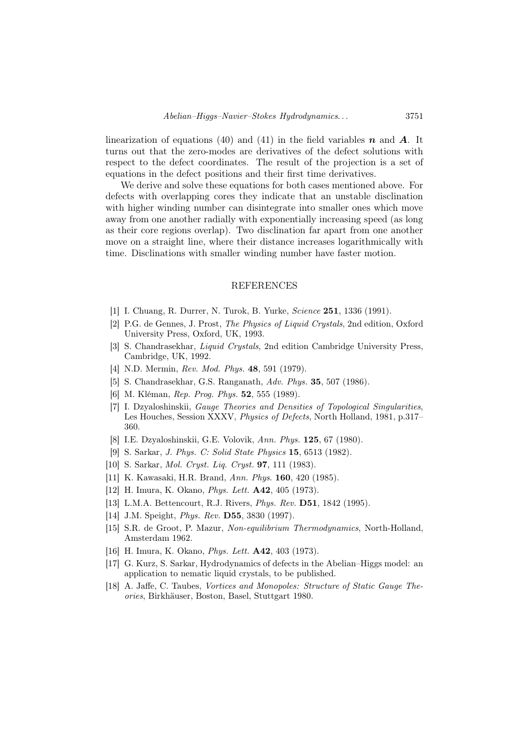linearization of equations (40) and (41) in the field variables $\boldsymbol{n}$ and $\boldsymbol{A}$. It turns out that the zero-modes are derivatives of the defect solutions with respect to the defect coordinates. The result of the projection is a set of equations in the defect positions and their first time derivatives.

We derive and solve these equations for both cases mentioned above. For defects with overlapping cores they indicate that an unstable disclination with higher winding number can disintegrate into smaller ones which move away from one another radially with exponentially increasing speed (as long as their core regions overlap). Two disclination far apart from one another move on a straight line, where their distance increases logarithmically with time. Disclinations with smaller winding number have faster motion.

## REFERENCES

[1] I. Chuang, R. Durrer, N. Turok, B. Yurke, *Science* **251**, 1336 (1991).

[2] P.G. de Gennes, J. Prost, *The Physics of Liquid Crystals*, 2nd edition, Oxford University Press, Oxford, UK, 1993.

[3] S. Chandrasekhar, *Liquid Crystals*, 2nd edition Cambridge University Press, Cambridge, UK, 1992.

[4] N.D. Mermin, *Rev. Mod. Phys.* **48**, 591 (1979).

[5] S. Chandrasekhar, G.S. Ranganath, *Adv. Phys.* **35**, 507 (1986).

[6] M. Kléman, *Rep. Prog. Phys.* **52**, 555 (1989).

[7] I. Dzyaloshinskii, *Gauge Theories and Densities of Topological Singularities*, Les Houches, Session XXXV, *Physics of Defects*, North Holland, 1981, p.317–360.

[8] I.E. Dzyaloshinskii, G.E. Volovik, *Ann. Phys.* **125**, 67 (1980).

[9] S. Sarkar, *J. Phys. C: Solid State Physics* **15**, 6513 (1982).

[10] S. Sarkar, *Mol. Cryst. Liq. Cryst.* **97**, 111 (1983).

[11] K. Kawasaki, H.R. Brand, *Ann. Phys.* **160**, 420 (1985).

[12] H. Imura, K. Okano, *Phys. Lett.* **A42**, 405 (1973).

[13] L.M.A. Bettencourt, R.J. Rivers, *Phys. Rev.* **D51**, 1842 (1995).

[14] J.M. Speight, *Phys. Rev.* **D55**, 3830 (1997).

[15] S.R. de Groot, P. Mazur, *Non-equilibrium Thermodynamics*, North-Holland, Amsterdam 1962.

[16] H. Imura, K. Okano, *Phys. Lett.* **A42**, 403 (1973).

[17] G. Kurz, S. Sarkar, Hydrodynamics of defects in the Abelian–Higgs model: an application to nematic liquid crystals, to be published.

[18] A. Jaffe, C. Taubes, *Vortices and Monopoles: Structure of Static Gauge Theories*, Birkhäuser, Boston, Basel, Stuttgart 1980.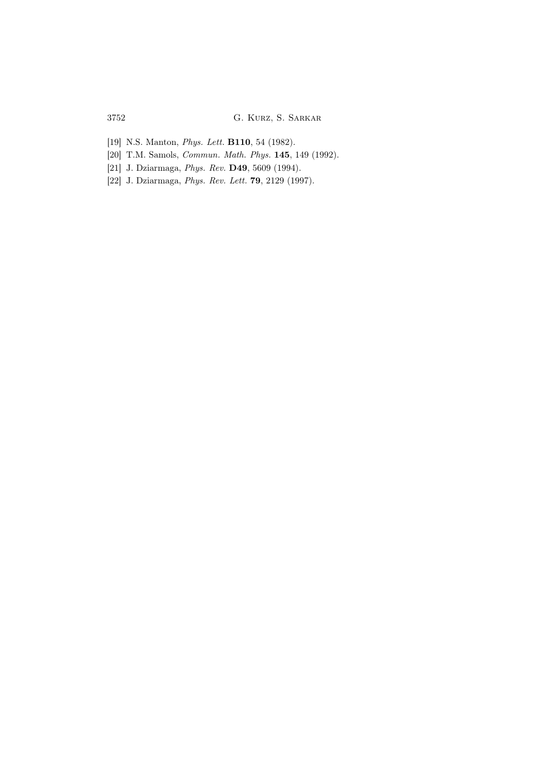[19] N.S. Manton, *Phys. Lett.* **B110**, 54 (1982).
[20] T.M. Samols, *Commun. Math. Phys.* **145**, 149 (1992).
[21] J. Dziarmaga, *Phys. Rev.* **D49**, 5609 (1994).
[22] J. Dziarmaga, *Phys. Rev. Lett.* **79**, 2129 (1997).